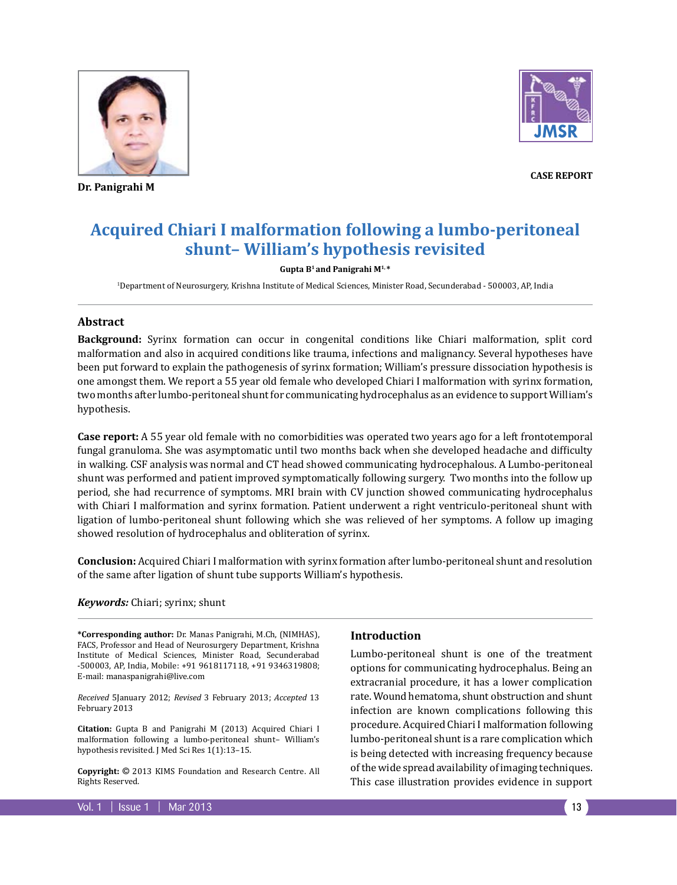Dr. Panigrahi M

CASE REPORT

# Acquired Chiari I malformation following a lumbo-peritoneal shunt– William's hypothesis revisited

**Gupta B[1] and Panigrahi M[1,*]**

[1]Department of Neurosurgery, Krishna Institute of Medical Sciences, Minister Road, Secunderabad - 500003, AP, India

## Abstract

**Background:** Syrinx formation can occur in congenital conditions like Chiari malformation, split cord malformation and also in acquired conditions like trauma, infections and malignancy. Several hypotheses have been put forward to explain the pathogenesis of syrinx formation; William's pressure dissociation hypothesis is one amongst them. We report a 55 year old female who developed Chiari I malformation with syrinx formation, two months after lumbo-peritoneal shunt for communicating hydrocephalus as an evidence to support William's hypothesis.

**Case report:** A 55 year old female with no comorbidities was operated two years ago for a left frontotemporal fungal granuloma. She was asymptomatic until two months back when she developed headache and difficulty in walking. CSF analysis was normal and CT head showed communicating hydrocephalous. A Lumbo-peritoneal shunt was performed and patient improved symptomatically following surgery. Two months into the follow up period, she had recurrence of symptoms. MRI brain with CV junction showed communicating hydrocephalus with Chiari I malformation and syrinx formation. Patient underwent a right ventriculo-peritoneal shunt with ligation of lumbo-peritoneal shunt following which she was relieved of her symptoms. A follow up imaging showed resolution of hydrocephalus and obliteration of syrinx.

**Conclusion:** Acquired Chiari I malformation with syrinx formation after lumbo-peritoneal shunt and resolution of the same after ligation of shunt tube supports William's hypothesis.

***Keywords:*** Chiari; syrinx; shunt

**\*Corresponding author:** Dr. Manas Panigrahi, M.Ch, (NIMHAS), FACS, Professor and Head of Neurosurgery Department, Krishna Institute of Medical Sciences, Minister Road, Secunderabad -500003, AP, India, Mobile: +91 9618117118, +91 9346319808; E-mail: manaspanigrahi@live.com

*Received* 5January 2012; *Revised* 3 February 2013; *Accepted* 13 February 2013

**Citation:** Gupta B and Panigrahi M (2013) Acquired Chiari I malformation following a lumbo-peritoneal shunt– William's hypothesis revisited. J Med Sci Res 1(1):13–15.

**Copyright:** © 2013 KIMS Foundation and Research Centre. All Rights Reserved.

## Introduction

Lumbo-peritoneal shunt is one of the treatment options for communicating hydrocephalus. Being an extracranial procedure, it has a lower complication rate. Wound hematoma, shunt obstruction and shunt infection are known complications following this procedure. Acquired Chiari I malformation following lumbo-peritoneal shunt is a rare complication which is being detected with increasing frequency because of the wide spread availability of imaging techniques. This case illustration provides evidence in support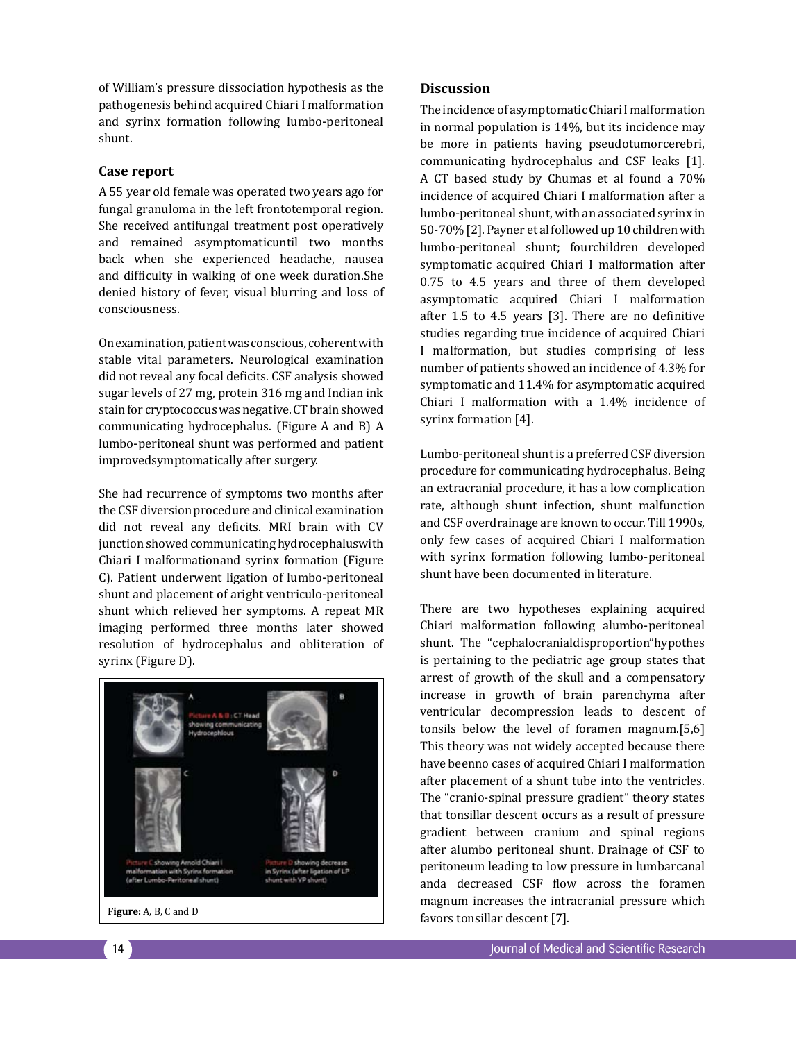of William's pressure dissociation hypothesis as the pathogenesis behind acquired Chiari I malformation and syrinx formation following lumbo-peritoneal shunt.

## Case report

A 55 year old female was operated two years ago for fungal granuloma in the left frontotemporal region. She received antifungal treatment post operatively and remained asymptomaticuntil two months back when she experienced headache, nausea and difficulty in walking of one week duration.She denied history of fever, visual blurring and loss of consciousness.

On examination, patient was conscious, coherent with stable vital parameters. Neurological examination did not reveal any focal deficits. CSF analysis showed sugar levels of 27 mg, protein 316 mg and Indian ink stain for cryptococcus was negative. CT brain showed communicating hydrocephalus. (Figure A and B) A lumbo-peritoneal shunt was performed and patient improvedsymptomatically after surgery.

She had recurrence of symptoms two months after the CSF diversion procedure and clinical examination did not reveal any deficits. MRI brain with CV junction showed communicating hydrocephaluswith Chiari I malformationand syrinx formation (Figure C). Patient underwent ligation of lumbo-peritoneal shunt and placement of aright ventriculo-peritoneal shunt which relieved her symptoms. A repeat MR imaging performed three months later showed resolution of hydrocephalus and obliteration of syrinx (Figure D).

Picture A & B : CT Head showing communicating Hydrocephlous

Picture C showing Arnold Chiari I malformation with Syrinx formation (after Lumbo-Peritoneal shunt)

Picture D showing decrease in Syrinx (after ligation of LP shunt with VP shunt)

**Figure:** A, B, C and D

## Discussion

The incidence of asymptomatic Chiari I malformation in normal population is 14%, but its incidence may be more in patients having pseudotumorcerebri, communicating hydrocephalus and CSF leaks [1]. A CT based study by Chumas et al found a 70% incidence of acquired Chiari I malformation after a lumbo-peritoneal shunt, with an associated syrinx in 50-70% [2]. Payner et al followed up 10 children with lumbo-peritoneal shunt; fourchildren developed symptomatic acquired Chiari I malformation after 0.75 to 4.5 years and three of them developed asymptomatic acquired Chiari I malformation after 1.5 to 4.5 years [3]. There are no definitive studies regarding true incidence of acquired Chiari I malformation, but studies comprising of less number of patients showed an incidence of 4.3% for symptomatic and 11.4% for asymptomatic acquired Chiari I malformation with a 1.4% incidence of syrinx formation [4].

Lumbo-peritoneal shunt is a preferred CSF diversion procedure for communicating hydrocephalus. Being an extracranial procedure, it has a low complication rate, although shunt infection, shunt malfunction and CSF overdrainage are known to occur. Till 1990s, only few cases of acquired Chiari I malformation with syrinx formation following lumbo-peritoneal shunt have been documented in literature.

There are two hypotheses explaining acquired Chiari malformation following alumbo-peritoneal shunt. The "cephalocranialdisproportion"hypothes is pertaining to the pediatric age group states that arrest of growth of the skull and a compensatory increase in growth of brain parenchyma after ventricular decompression leads to descent of tonsils below the level of foramen magnum.[5,6] This theory was not widely accepted because there have beenno cases of acquired Chiari I malformation after placement of a shunt tube into the ventricles. The "cranio-spinal pressure gradient" theory states that tonsillar descent occurs as a result of pressure gradient between cranium and spinal regions after alumbo peritoneal shunt. Drainage of CSF to peritoneum leading to low pressure in lumbarcanal anda decreased CSF flow across the foramen magnum increases the intracranial pressure which favors tonsillar descent [7].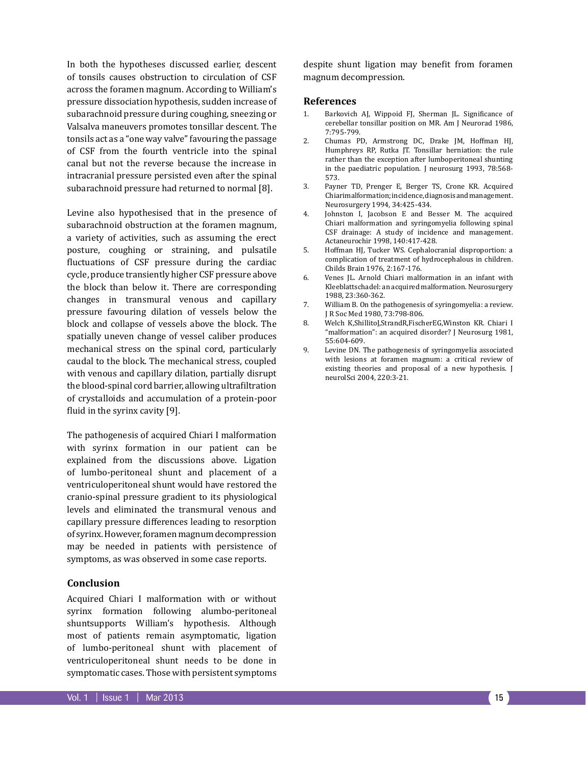In both the hypotheses discussed earlier, descent of tonsils causes obstruction to circulation of CSF across the foramen magnum. According to William's pressure dissociation hypothesis, sudden increase of subarachnoid pressure during coughing, sneezing or Valsalva maneuvers promotes tonsillar descent. The tonsils act as a "one way valve" favouring the passage of CSF from the fourth ventricle into the spinal canal but not the reverse because the increase in intracranial pressure persisted even after the spinal subarachnoid pressure had returned to normal [8].

Levine also hypothesised that in the presence of subarachnoid obstruction at the foramen magnum, a variety of activities, such as assuming the erect posture, coughing or straining, and pulsatile fluctuations of CSF pressure during the cardiac cycle, produce transiently higher CSF pressure above the block than below it. There are corresponding changes in transmural venous and capillary pressure favouring dilation of vessels below the block and collapse of vessels above the block. The spatially uneven change of vessel caliber produces mechanical stress on the spinal cord, particularly caudal to the block. The mechanical stress, coupled with venous and capillary dilation, partially disrupt the blood-spinal cord barrier, allowing ultrafiltration of crystalloids and accumulation of a protein-poor fluid in the syrinx cavity [9].

The pathogenesis of acquired Chiari I malformation with syrinx formation in our patient can be explained from the discussions above. Ligation of lumbo-peritoneal shunt and placement of a ventriculoperitoneal shunt would have restored the cranio-spinal pressure gradient to its physiological levels and eliminated the transmural venous and capillary pressure differences leading to resorption of syrinx. However, foramen magnum decompression may be needed in patients with persistence of symptoms, as was observed in some case reports.

## Conclusion

Acquired Chiari I malformation with or without syrinx formation following alumbo-peritoneal shuntsupports William's hypothesis. Although most of patients remain asymptomatic, ligation of lumbo-peritoneal shunt with placement of ventriculoperitoneal shunt needs to be done in symptomatic cases. Those with persistent symptoms despite shunt ligation may benefit from foramen magnum decompression.

## References

1. Barkovich AJ, Wippoid FJ, Sherman JL. Significance of cerebellar tonsillar position on MR. Am J Neurorad 1986, 7:795-799.
2. Chumas PD, Armstrong DC, Drake JM, Hoffman HJ, Humphreys RP, Rutka JT. Tonsillar herniation: the rule rather than the exception after lumboperitoneal shunting in the paediatric population. J neurosurg 1993, 78:568-573.
3. Payner TD, Prenger E, Berger TS, Crone KR. Acquired Chiarimalformation; incidence, diagnosis and management. Neurosurgery 1994, 34:425-434.
4. Johnston I, Jacobson E and Besser M. The acquired Chiari malformation and syringomyelia following spinal CSF drainage: A study of incidence and management. Actaneurochir 1998, 140:417-428.
5. Hoffman HJ, Tucker WS. Cephalocranial disproportion: a complication of treatment of hydrocephalous in children. Childs Brain 1976, 2:167-176.
6. Venes JL. Arnold Chiari malformation in an infant with Kleeblattschadel: an acquired malformation. Neurosurgery 1988, 23:360-362.
7. William B. On the pathogenesis of syringomyelia: a review. J R Soc Med 1980, 73:798-806.
8. Welch K,ShillitoJ,StrandR,FischerEG,Winston KR. Chiari I "malformation": an acquired disorder? J Neurosurg 1981, 55:604-609.
9. Levine DN. The pathogenesis of syringomyelia associated with lesions at foramen magnum: a critical review of existing theories and proposal of a new hypothesis. J neurolSci 2004, 220:3-21.